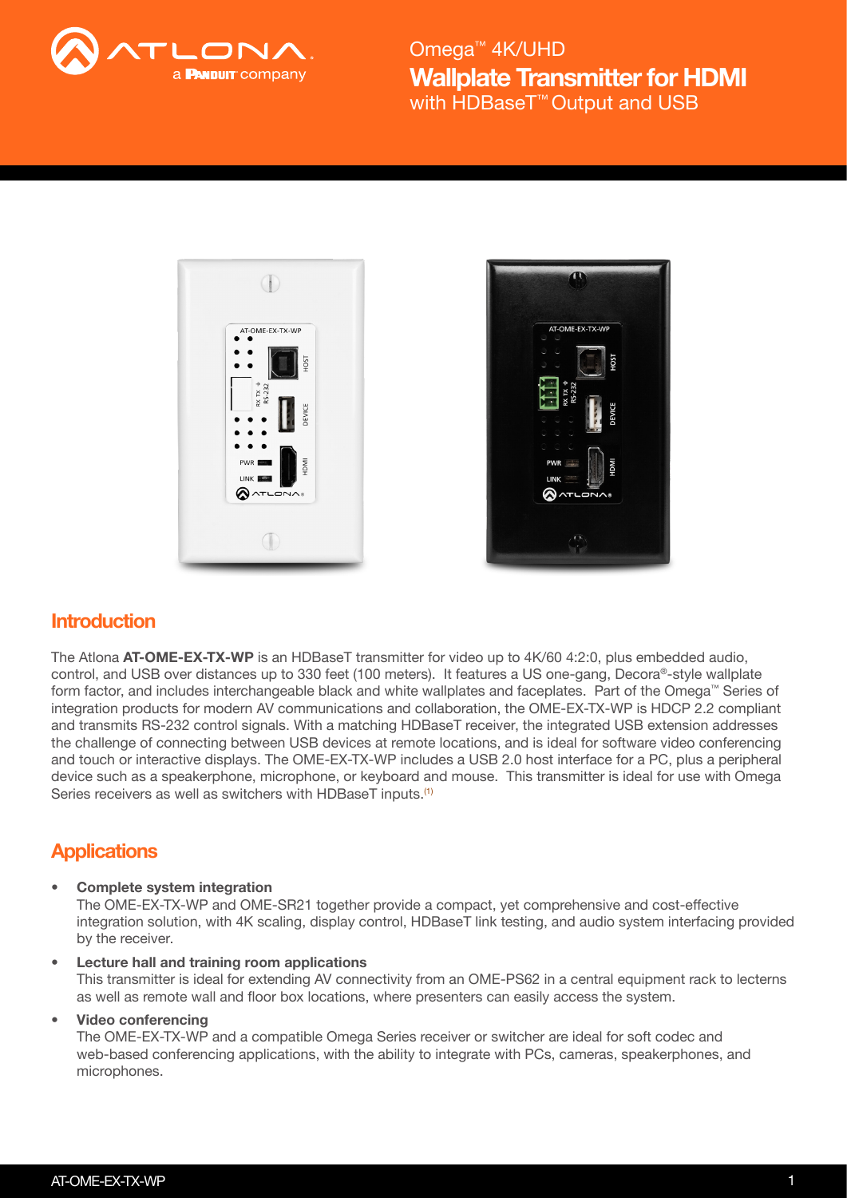# Omega™ 4K/UHD
# Wallplate Transmitter for HDMI
with HDBaseT™ Output and USB

## Introduction

The Atlona **AT-OME-EX-TX-WP** is an HDBaseT transmitter for video up to 4K/60 4:2:0, plus embedded audio, control, and USB over distances up to 330 feet (100 meters). It features a US one-gang, Decora®-style wallplate form factor, and includes interchangeable black and white wallplates and faceplates. Part of the Omega™ Series of integration products for modern AV communications and collaboration, the OME-EX-TX-WP is HDCP 2.2 compliant and transmits RS-232 control signals. With a matching HDBaseT receiver, the integrated USB extension addresses the challenge of connecting between USB devices at remote locations, and is ideal for software video conferencing and touch or interactive displays. The OME-EX-TX-WP includes a USB 2.0 host interface for a PC, plus a peripheral device such as a speakerphone, microphone, or keyboard and mouse. This transmitter is ideal for use with Omega Series receivers as well as switchers with HDBaseT inputs.[1]

## Applications

- **Complete system integration**
  The OME-EX-TX-WP and OME-SR21 together provide a compact, yet comprehensive and cost-effective integration solution, with 4K scaling, display control, HDBaseT link testing, and audio system interfacing provided by the receiver.
- **Lecture hall and training room applications**
  This transmitter is ideal for extending AV connectivity from an OME-PS62 in a central equipment rack to lecterns as well as remote wall and floor box locations, where presenters can easily access the system.
- **Video conferencing**
  The OME-EX-TX-WP and a compatible Omega Series receiver or switcher are ideal for soft codec and web-based conferencing applications, with the ability to integrate with PCs, cameras, speakerphones, and microphones.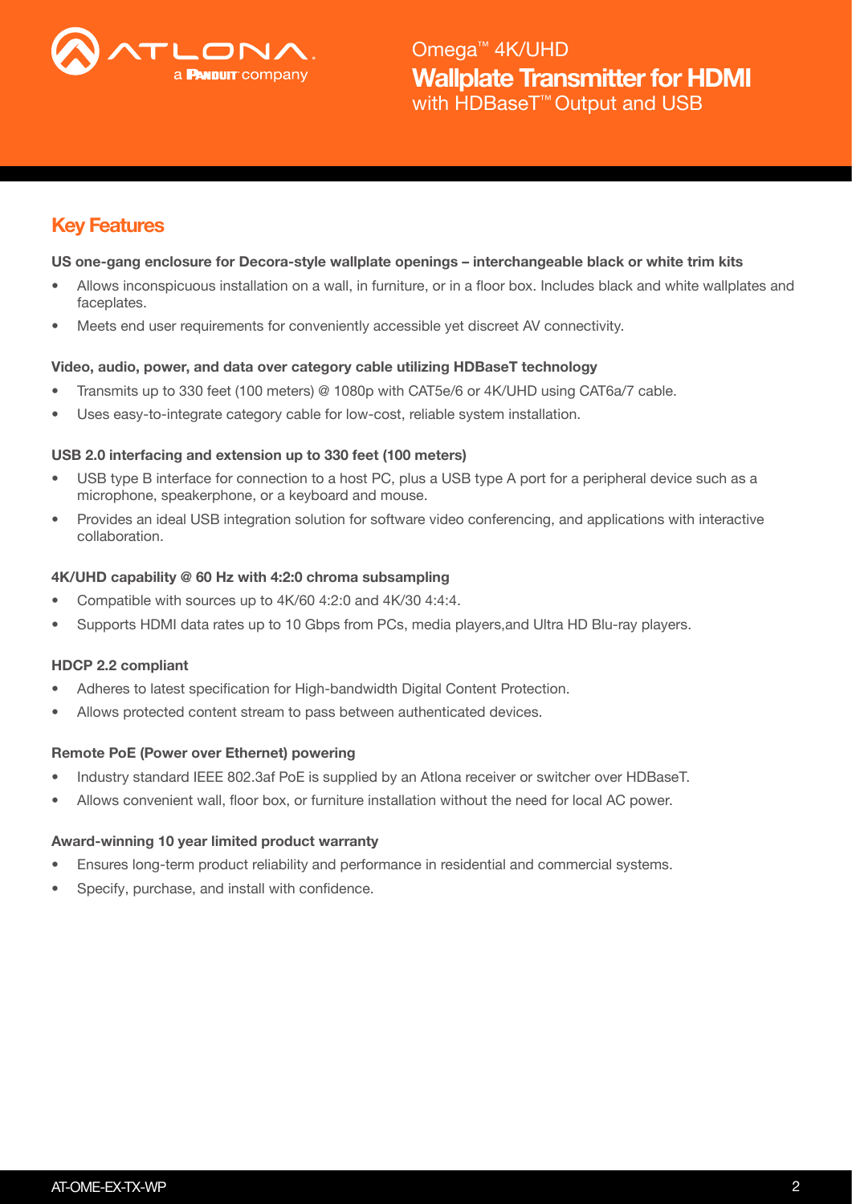## Key Features

**US one-gang enclosure for Decora-style wallplate openings – interchangeable black or white trim kits**

- Allows inconspicuous installation on a wall, in furniture, or in a floor box. Includes black and white wallplates and faceplates.
- Meets end user requirements for conveniently accessible yet discreet AV connectivity.

**Video, audio, power, and data over category cable utilizing HDBaseT technology**

- Transmits up to 330 feet (100 meters) @ 1080p with CAT5e/6 or 4K/UHD using CAT6a/7 cable.
- Uses easy-to-integrate category cable for low-cost, reliable system installation.

**USB 2.0 interfacing and extension up to 330 feet (100 meters)**

- USB type B interface for connection to a host PC, plus a USB type A port for a peripheral device such as a microphone, speakerphone, or a keyboard and mouse.
- Provides an ideal USB integration solution for software video conferencing, and applications with interactive collaboration.

**4K/UHD capability @ 60 Hz with 4:2:0 chroma subsampling**

- Compatible with sources up to 4K/60 4:2:0 and 4K/30 4:4:4.
- Supports HDMI data rates up to 10 Gbps from PCs, media players,and Ultra HD Blu-ray players.

**HDCP 2.2 compliant**

- Adheres to latest specification for High-bandwidth Digital Content Protection.
- Allows protected content stream to pass between authenticated devices.

**Remote PoE (Power over Ethernet) powering**

- Industry standard IEEE 802.3af PoE is supplied by an Atlona receiver or switcher over HDBaseT.
- Allows convenient wall, floor box, or furniture installation without the need for local AC power.

**Award-winning 10 year limited product warranty**

- Ensures long-term product reliability and performance in residential and commercial systems.
- Specify, purchase, and install with confidence.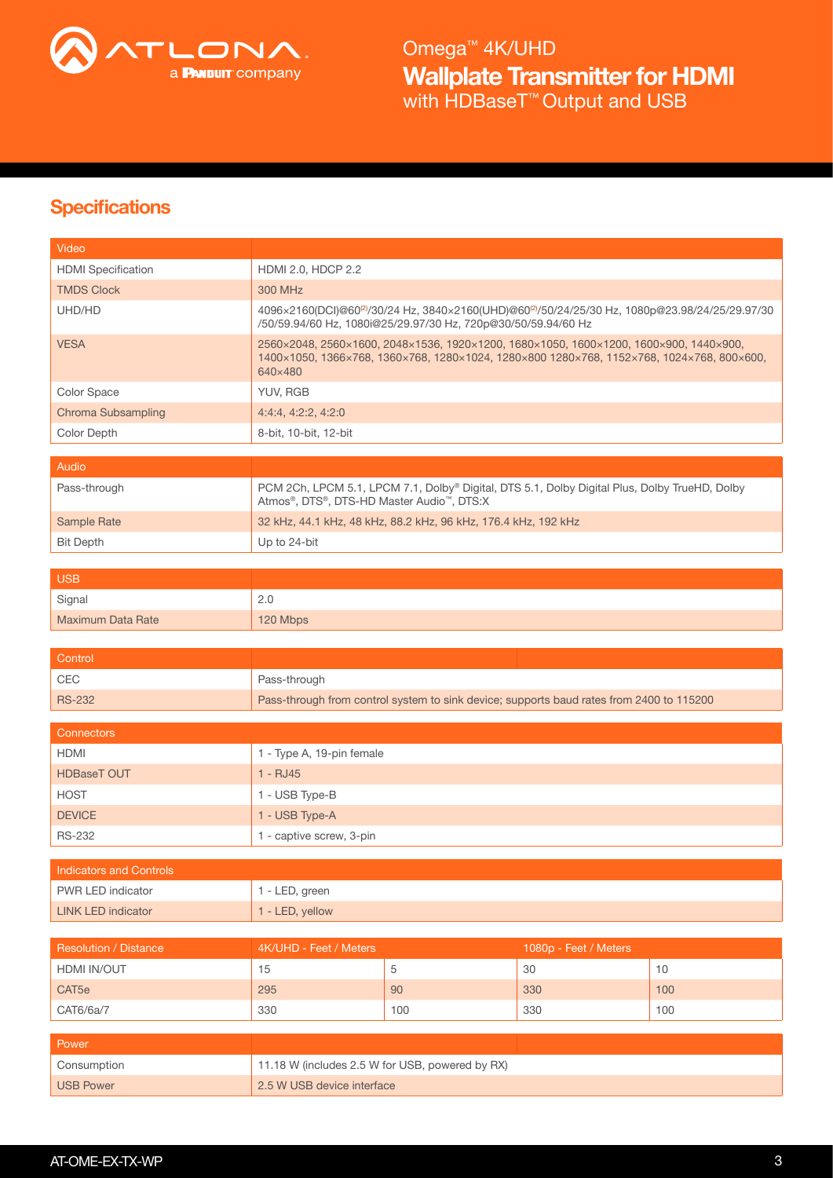## Specifications

| Video | |
|---|---|
| HDMI Specification | HDMI 2.0, HDCP 2.2 |
| TMDS Clock | 300 MHz |
| UHD/HD | 4096×2160(DCI)@60[2]/30/24 Hz, 3840×2160(UHD)@60[2]/50/24/25/30 Hz, 1080p@23.98/24/25/29.97/30/50/59.94/60 Hz, 1080i@25/29.97/30 Hz, 720p@30/50/59.94/60 Hz |
| VESA | 2560×2048, 2560×1600, 2048×1536, 1920×1200, 1680×1050, 1600×1200, 1600×900, 1440×900, 1400×1050, 1366×768, 1360×768, 1280×1024, 1280×800 1280×768, 1152×768, 1024×768, 800×600, 640×480 |
| Color Space | YUV, RGB |
| Chroma Subsampling | 4:4:4, 4:2:2, 4:2:0 |
| Color Depth | 8-bit, 10-bit, 12-bit |

| Audio | |
|---|---|
| Pass-through | PCM 2Ch, LPCM 5.1, LPCM 7.1, Dolby® Digital, DTS 5.1, Dolby Digital Plus, Dolby TrueHD, Dolby Atmos®, DTS®, DTS-HD Master Audio™, DTS:X |
| Sample Rate | 32 kHz, 44.1 kHz, 48 kHz, 88.2 kHz, 96 kHz, 176.4 kHz, 192 kHz |
| Bit Depth | Up to 24-bit |

| USB | |
|---|---|
| Signal | 2.0 |
| Maximum Data Rate | 120 Mbps |

| Control | |
|---|---|
| CEC | Pass-through |
| RS-232 | Pass-through from control system to sink device; supports baud rates from 2400 to 115200 |

| Connectors | |
|---|---|
| HDMI | 1 - Type A, 19-pin female |
| HDBaseT OUT | 1 - RJ45 |
| HOST | 1 - USB Type-B |
| DEVICE | 1 - USB Type-A |
| RS-232 | 1 - captive screw, 3-pin |

| Indicators and Controls | |
|---|---|
| PWR LED indicator | 1 - LED, green |
| LINK LED indicator | 1 - LED, yellow |

| Resolution / Distance | 4K/UHD - Feet / Meters | | 1080p - Feet / Meters | |
|---|---|---|---|---|
| HDMI IN/OUT | 15 | 5 | 30 | 10 |
| CAT5e | 295 | 90 | 330 | 100 |
| CAT6/6a/7 | 330 | 100 | 330 | 100 |

| Power | |
|---|---|
| Consumption | 11.18 W (includes 2.5 W for USB, powered by RX) |
| USB Power | 2.5 W USB device interface |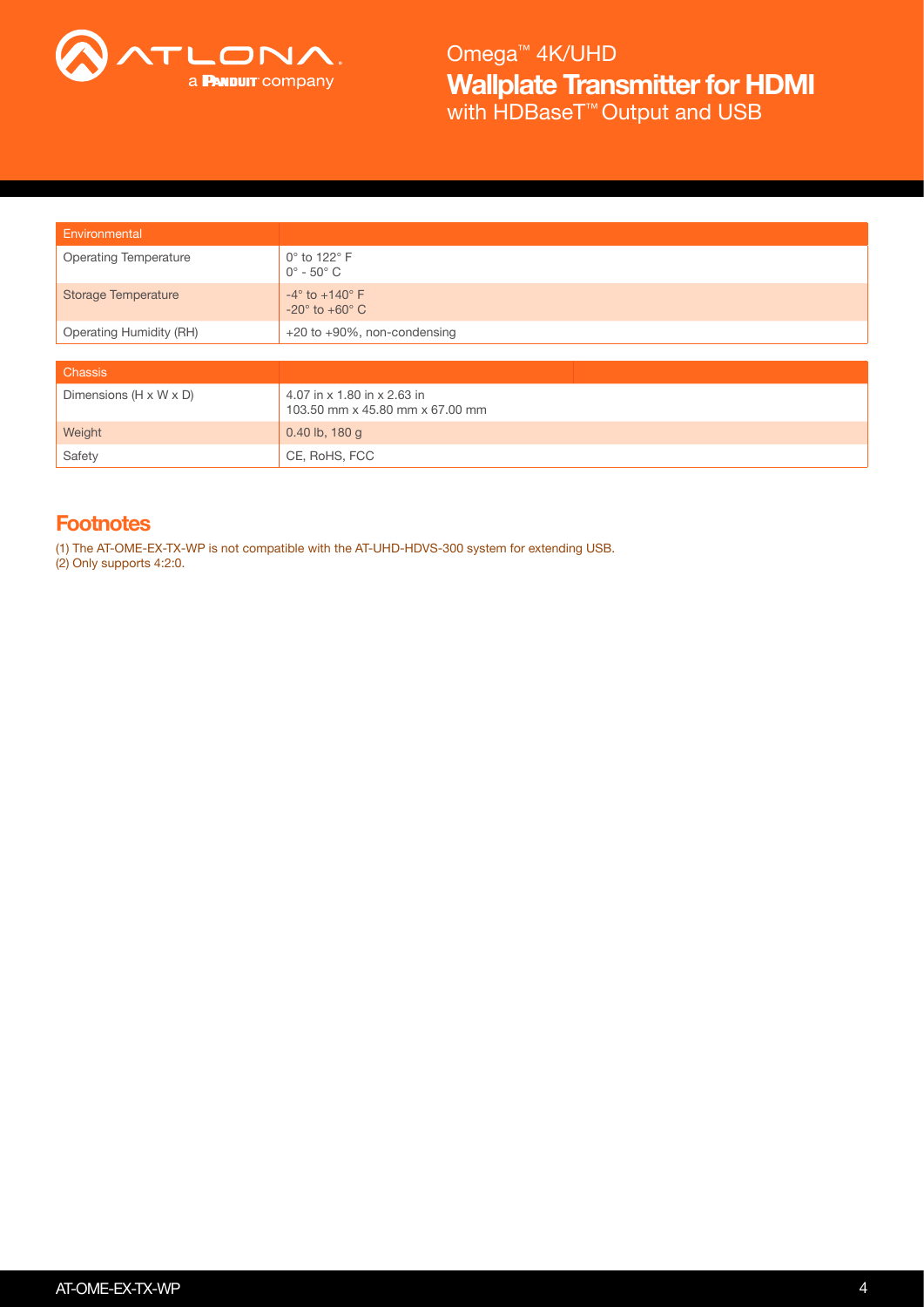| Environmental | |
|---|---|
| Operating Temperature | 0° to 122° F<br>0° - 50° C |
| Storage Temperature | -4° to +140° F<br>-20° to +60° C |
| Operating Humidity (RH) | +20 to +90%, non-condensing |

| Chassis | |
|---|---|
| Dimensions (H x W x D) | 4.07 in x 1.80 in x 2.63 in<br>103.50 mm x 45.80 mm x 67.00 mm |
| Weight | 0.40 lb, 180 g |
| Safety | CE, RoHS, FCC |

## Footnotes

(1) The AT-OME-EX-TX-WP is not compatible with the AT-UHD-HDVS-300 system for extending USB.
(2) Only supports 4:2:0.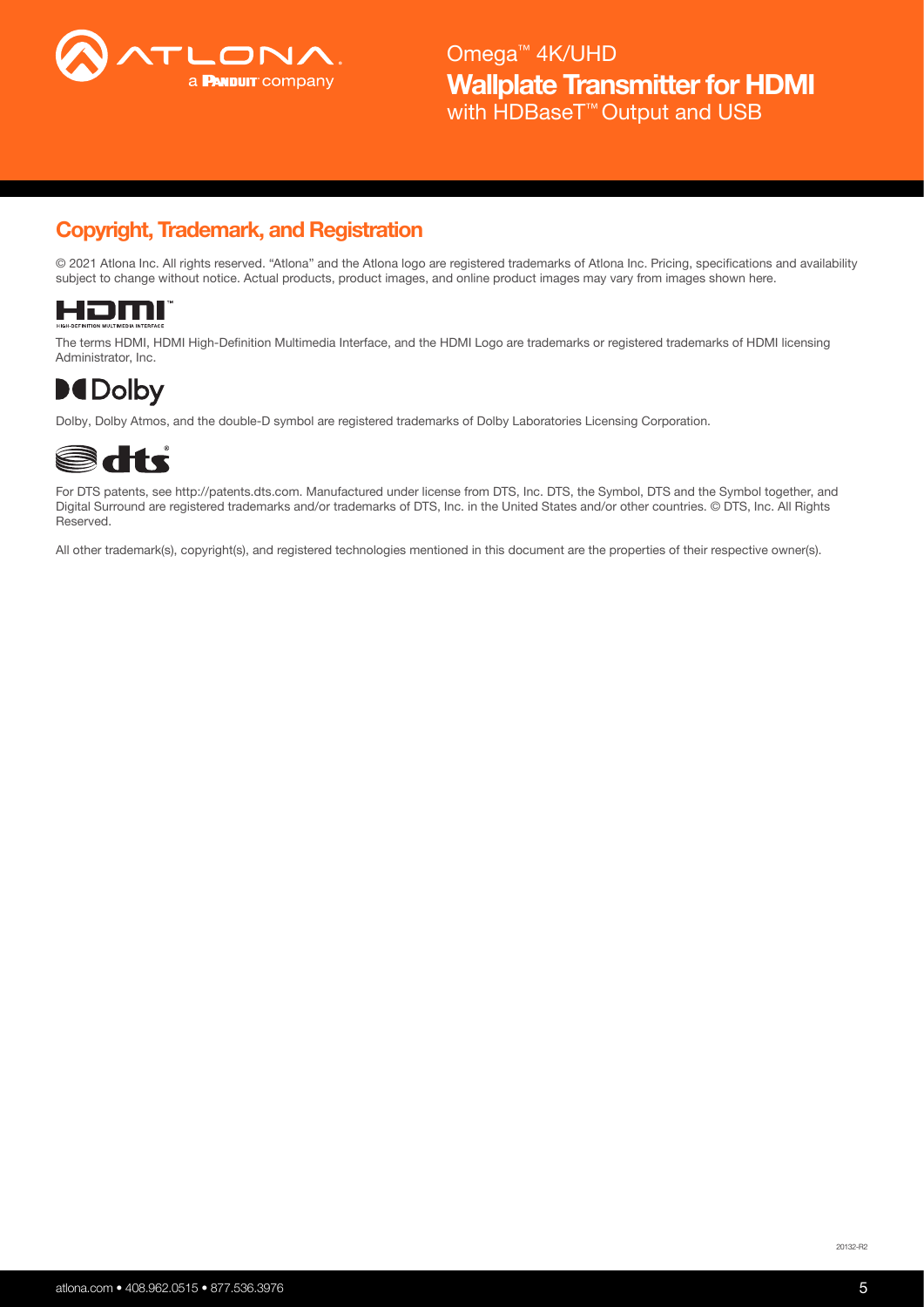## Copyright, Trademark, and Registration

© 2021 Atlona Inc. All rights reserved. "Atlona" and the Atlona logo are registered trademarks of Atlona Inc. Pricing, specifications and availability subject to change without notice. Actual products, product images, and online product images may vary from images shown here.

The terms HDMI, HDMI High-Definition Multimedia Interface, and the HDMI Logo are trademarks or registered trademarks of HDMI licensing Administrator, Inc.

Dolby, Dolby Atmos, and the double-D symbol are registered trademarks of Dolby Laboratories Licensing Corporation.

For DTS patents, see http://patents.dts.com. Manufactured under license from DTS, Inc. DTS, the Symbol, DTS and the Symbol together, and Digital Surround are registered trademarks and/or trademarks of DTS, Inc. in the United States and/or other countries. © DTS, Inc. All Rights Reserved.

All other trademark(s), copyright(s), and registered technologies mentioned in this document are the properties of their respective owner(s).

20132-R2